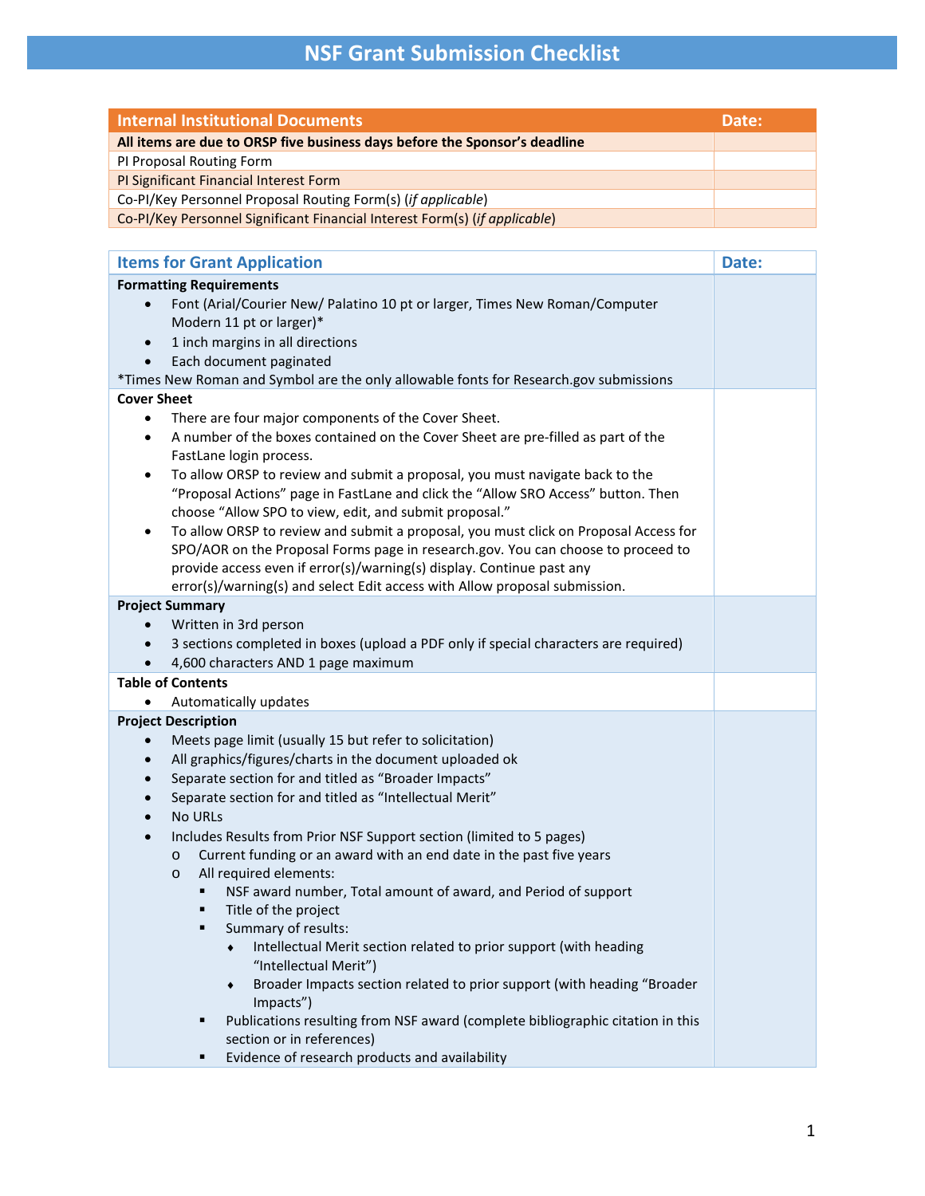# NSF Grant Submission Checklist

| Internal Institutional Documents | Date: |
|---|---|
| **All items are due to ORSP five business days before the Sponsor's deadline** | |
| PI Proposal Routing Form | |
| PI Significant Financial Interest Form | |
| Co-PI/Key Personnel Proposal Routing Form(s) (*if applicable*) | |
| Co-PI/Key Personnel Significant Financial Interest Form(s) (*if applicable*) | |

| Items for Grant Application | Date: |
|---|---|
| **Formatting Requirements**<br>• Font (Arial/Courier New/ Palatino 10 pt or larger, Times New Roman/Computer Modern 11 pt or larger)*<br>• 1 inch margins in all directions<br>• Each document paginated<br>*Times New Roman and Symbol are the only allowable fonts for Research.gov submissions | |
| **Cover Sheet**<br>• There are four major components of the Cover Sheet.<br>• A number of the boxes contained on the Cover Sheet are pre-filled as part of the FastLane login process.<br>• To allow ORSP to review and submit a proposal, you must navigate back to the "Proposal Actions" page in FastLane and click the "Allow SRO Access" button. Then choose "Allow SPO to view, edit, and submit proposal."<br>• To allow ORSP to review and submit a proposal, you must click on Proposal Access for SPO/AOR on the Proposal Forms page in research.gov. You can choose to proceed to provide access even if error(s)/warning(s) display. Continue past any error(s)/warning(s) and select Edit access with Allow proposal submission. | |
| **Project Summary**<br>• Written in 3rd person<br>• 3 sections completed in boxes (upload a PDF only if special characters are required)<br>• 4,600 characters AND 1 page maximum | |
| **Table of Contents**<br>• Automatically updates | |
| **Project Description**<br>• Meets page limit (usually 15 but refer to solicitation)<br>• All graphics/figures/charts in the document uploaded ok<br>• Separate section for and titled as "Broader Impacts"<br>• Separate section for and titled as "Intellectual Merit"<br>• No URLs<br>• Includes Results from Prior NSF Support section (limited to 5 pages)<br>&nbsp;&nbsp;o Current funding or an award with an end date in the past five years<br>&nbsp;&nbsp;o All required elements:<br>&nbsp;&nbsp;&nbsp;&nbsp;▪ NSF award number, Total amount of award, and Period of support<br>&nbsp;&nbsp;&nbsp;&nbsp;▪ Title of the project<br>&nbsp;&nbsp;&nbsp;&nbsp;▪ Summary of results:<br>&nbsp;&nbsp;&nbsp;&nbsp;&nbsp;&nbsp;♦ Intellectual Merit section related to prior support (with heading "Intellectual Merit")<br>&nbsp;&nbsp;&nbsp;&nbsp;&nbsp;&nbsp;♦ Broader Impacts section related to prior support (with heading "Broader Impacts")<br>&nbsp;&nbsp;&nbsp;&nbsp;▪ Publications resulting from NSF award (complete bibliographic citation in this section or in references)<br>&nbsp;&nbsp;&nbsp;&nbsp;▪ Evidence of research products and availability | |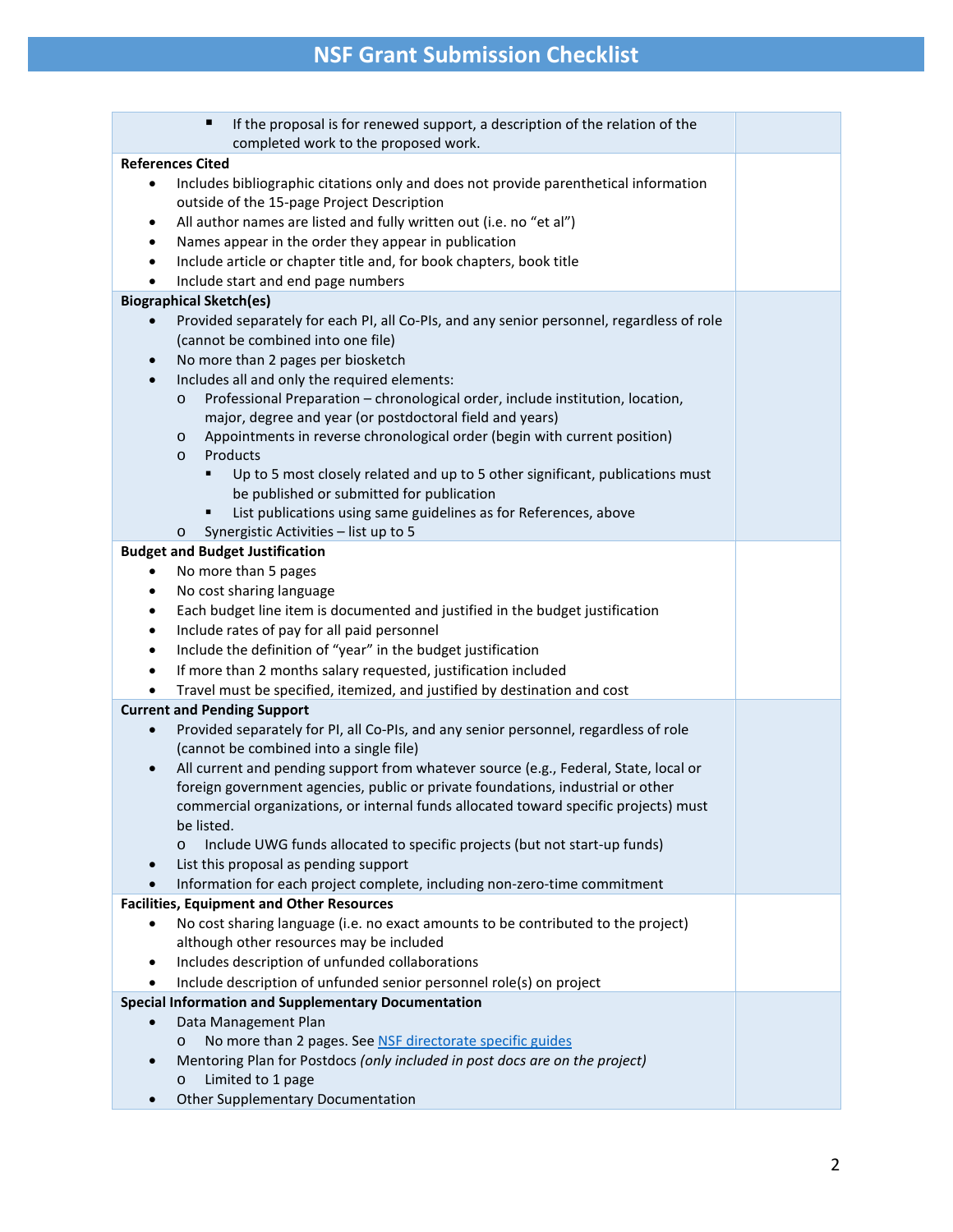# NSF Grant Submission Checklist

| | |
|---|---|
| ▪ If the proposal is for renewed support, a description of the relation of the completed work to the proposed work. | |
| **References Cited**<br>• Includes bibliographic citations only and does not provide parenthetical information outside of the 15-page Project Description<br>• All author names are listed and fully written out (i.e. no "et al")<br>• Names appear in the order they appear in publication<br>• Include article or chapter title and, for book chapters, book title<br>• Include start and end page numbers | |
| **Biographical Sketch(es)**<br>• Provided separately for each PI, all Co-PIs, and any senior personnel, regardless of role (cannot be combined into one file)<br>• No more than 2 pages per biosketch<br>• Includes all and only the required elements:<br>o Professional Preparation – chronological order, include institution, location, major, degree and year (or postdoctoral field and years)<br>o Appointments in reverse chronological order (begin with current position)<br>o Products<br>▪ Up to 5 most closely related and up to 5 other significant, publications must be published or submitted for publication<br>▪ List publications using same guidelines as for References, above<br>o Synergistic Activities – list up to 5 | |
| **Budget and Budget Justification**<br>• No more than 5 pages<br>• No cost sharing language<br>• Each budget line item is documented and justified in the budget justification<br>• Include rates of pay for all paid personnel<br>• Include the definition of "year" in the budget justification<br>• If more than 2 months salary requested, justification included<br>• Travel must be specified, itemized, and justified by destination and cost | |
| **Current and Pending Support**<br>• Provided separately for PI, all Co-PIs, and any senior personnel, regardless of role (cannot be combined into a single file)<br>• All current and pending support from whatever source (e.g., Federal, State, local or foreign government agencies, public or private foundations, industrial or other commercial organizations, or internal funds allocated toward specific projects) must be listed.<br>o Include UWG funds allocated to specific projects (but not start-up funds)<br>• List this proposal as pending support<br>• Information for each project complete, including non-zero-time commitment | |
| **Facilities, Equipment and Other Resources**<br>• No cost sharing language (i.e. no exact amounts to be contributed to the project) although other resources may be included<br>• Includes description of unfunded collaborations<br>• Include description of unfunded senior personnel role(s) on project | |
| **Special Information and Supplementary Documentation**<br>• Data Management Plan<br>o No more than 2 pages. See NSF directorate specific guides<br>• Mentoring Plan for Postdocs *(only included in post docs are on the project)*<br>o Limited to 1 page<br>• Other Supplementary Documentation | |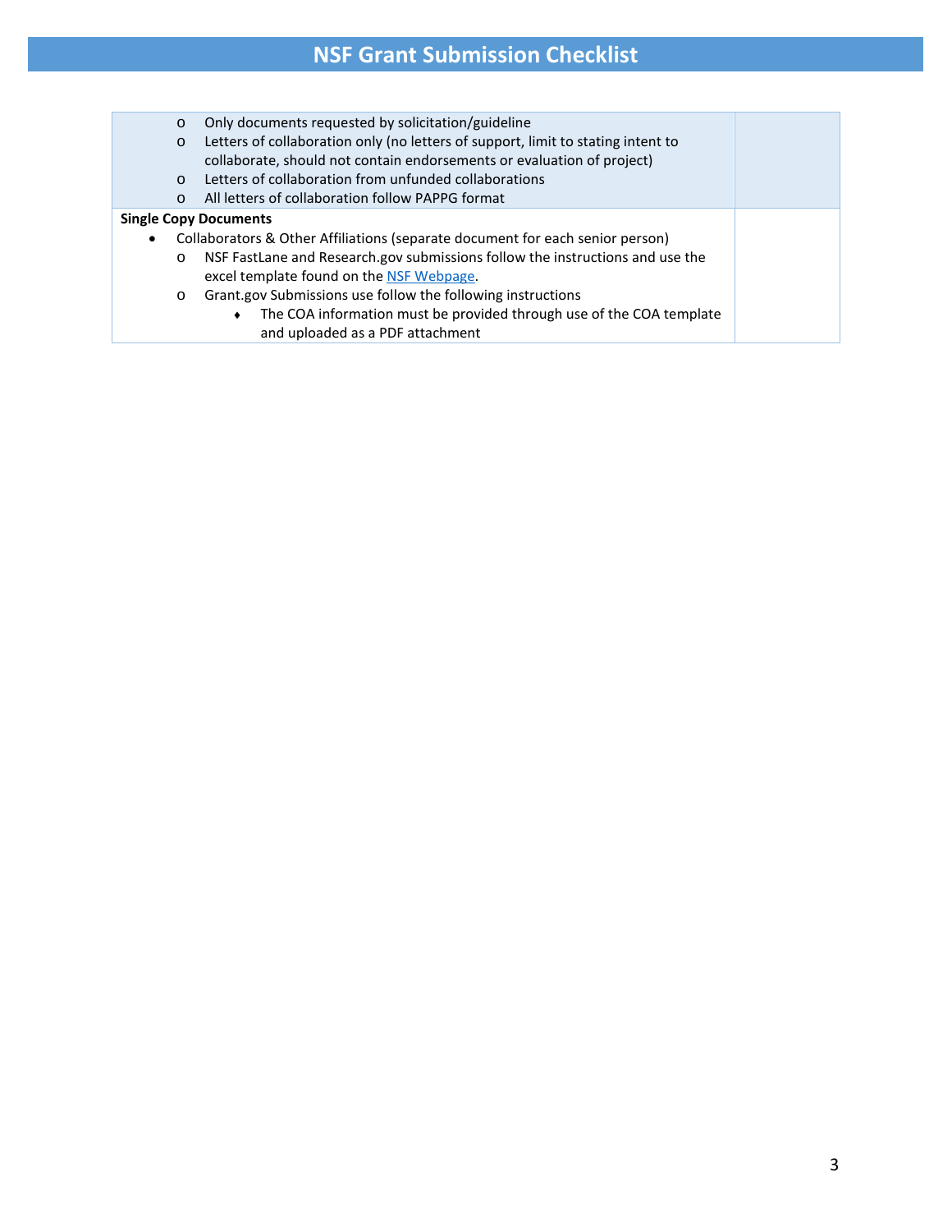| | |
|---|---|
| ○ Only documents requested by solicitation/guideline<br>○ Letters of collaboration only (no letters of support, limit to stating intent to collaborate, should not contain endorsements or evaluation of project)<br>○ Letters of collaboration from unfunded collaborations<br>○ All letters of collaboration follow PAPPG format | |
| **Single Copy Documents**<br>• Collaborators & Other Affiliations (separate document for each senior person)<br>○ NSF FastLane and Research.gov submissions follow the instructions and use the excel template found on the NSF Webpage.<br>○ Grant.gov Submissions use follow the following instructions<br>♦ The COA information must be provided through use of the COA template and uploaded as a PDF attachment | |